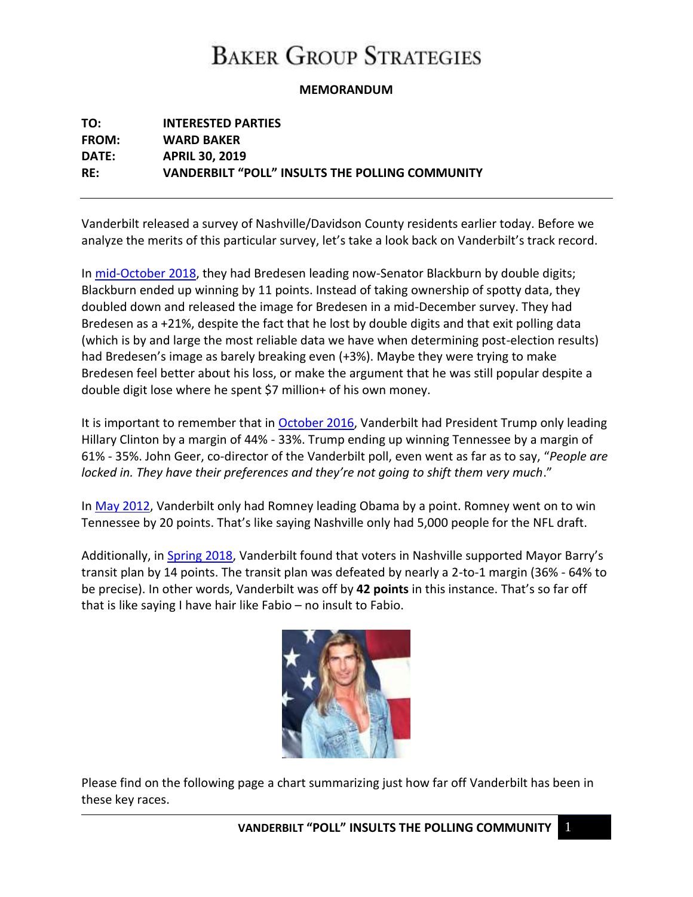# Baker Group Strategies

**MEMORANDUM**

**TO:** INTERESTED PARTIES
**FROM:** WARD BAKER
**DATE:** APRIL 30, 2019
**RE:** VANDERBILT "POLL" INSULTS THE POLLING COMMUNITY

---

Vanderbilt released a survey of Nashville/Davidson County residents earlier today. Before we analyze the merits of this particular survey, let's take a look back on Vanderbilt's track record.

In mid-October 2018, they had Bredesen leading now-Senator Blackburn by double digits; Blackburn ended up winning by 11 points. Instead of taking ownership of spotty data, they doubled down and released the image for Bredesen in a mid-December survey. They had Bredesen as a +21%, despite the fact that he lost by double digits and that exit polling data (which is by and large the most reliable data we have when determining post-election results) had Bredesen's image as barely breaking even (+3%). Maybe they were trying to make Bredesen feel better about his loss, or make the argument that he was still popular despite a double digit lose where he spent $7 million+ of his own money.

It is important to remember that in October 2016, Vanderbilt had President Trump only leading Hillary Clinton by a margin of 44% - 33%. Trump ending up winning Tennessee by a margin of 61% - 35%. John Geer, co-director of the Vanderbilt poll, even went as far as to say, "*People are locked in. They have their preferences and they're not going to shift them very much*."

In May 2012, Vanderbilt only had Romney leading Obama by a point. Romney went on to win Tennessee by 20 points. That's like saying Nashville only had 5,000 people for the NFL draft.

Additionally, in Spring 2018, Vanderbilt found that voters in Nashville supported Mayor Barry's transit plan by 14 points. The transit plan was defeated by nearly a 2-to-1 margin (36% - 64% to be precise). In other words, Vanderbilt was off by **42 points** in this instance. That's so far off that is like saying I have hair like Fabio – no insult to Fabio.

Please find on the following page a chart summarizing just how far off Vanderbilt has been in these key races.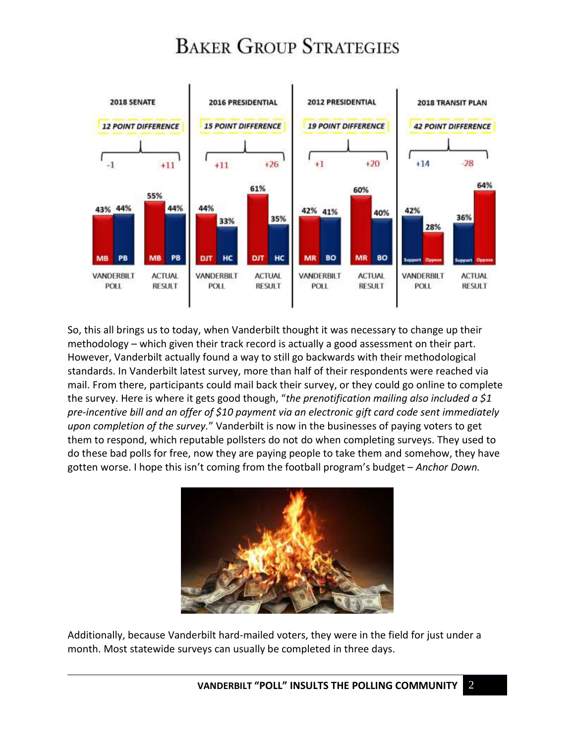So, this all brings us to today, when Vanderbilt thought it was necessary to change up their methodology – which given their track record is actually a good assessment on their part. However, Vanderbilt actually found a way to still go backwards with their methodological standards. In Vanderbilt latest survey, more than half of their respondents were reached via mail. From there, participants could mail back their survey, or they could go online to complete the survey. Here is where it gets good though, "*the prenotification mailing also included a $1 pre-incentive bill and an offer of $10 payment via an electronic gift card code sent immediately upon completion of the survey.*" Vanderbilt is now in the businesses of paying voters to get them to respond, which reputable pollsters do not do when completing surveys. They used to do these bad polls for free, now they are paying people to take them and somehow, they have gotten worse. I hope this isn't coming from the football program's budget – *Anchor Down.*

Additionally, because Vanderbilt hard-mailed voters, they were in the field for just under a month. Most statewide surveys can usually be completed in three days.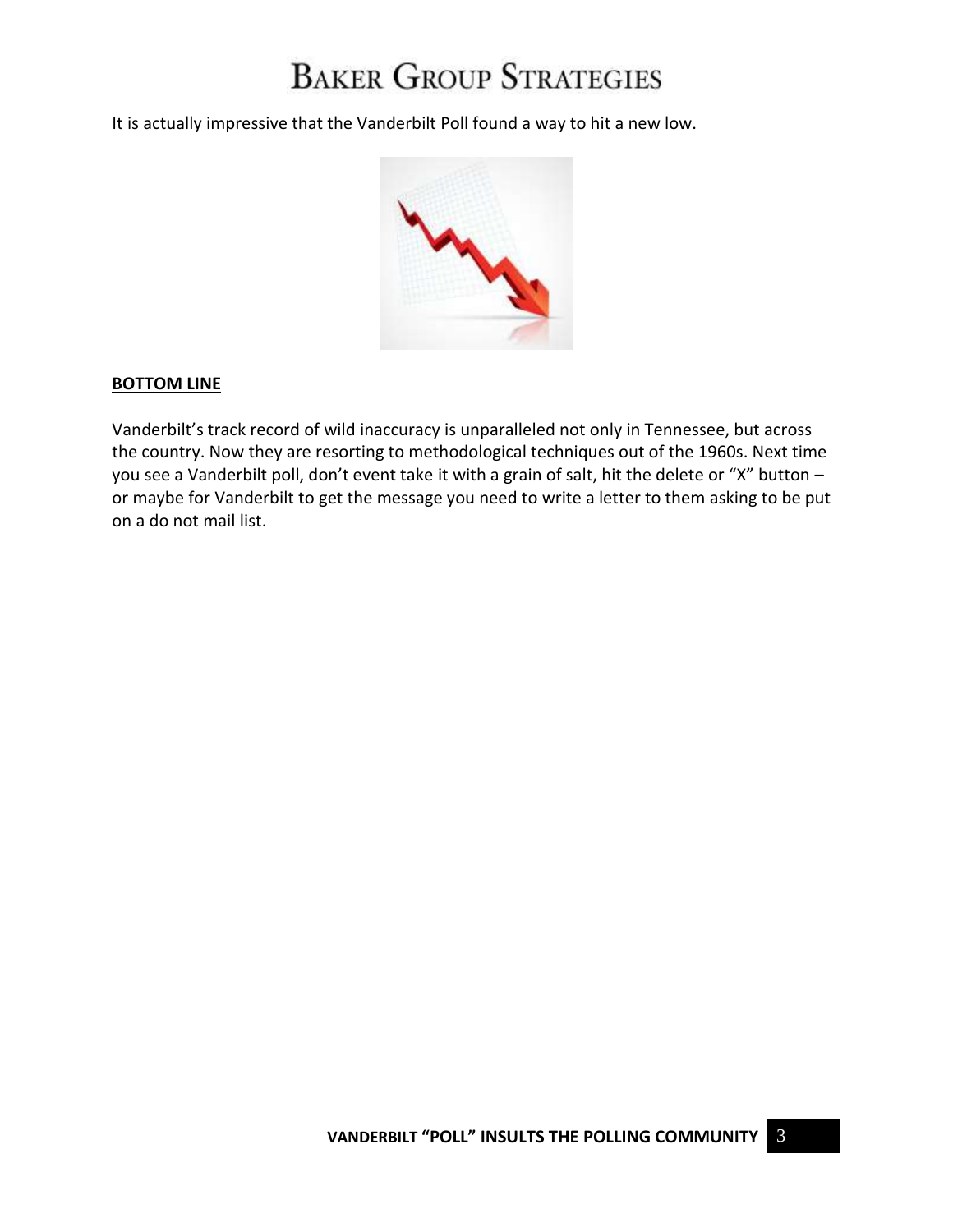It is actually impressive that the Vanderbilt Poll found a way to hit a new low.

**BOTTOM LINE**

Vanderbilt's track record of wild inaccuracy is unparalleled not only in Tennessee, but across the country. Now they are resorting to methodological techniques out of the 1960s. Next time you see a Vanderbilt poll, don't event take it with a grain of salt, hit the delete or "X" button – or maybe for Vanderbilt to get the message you need to write a letter to them asking to be put on a do not mail list.